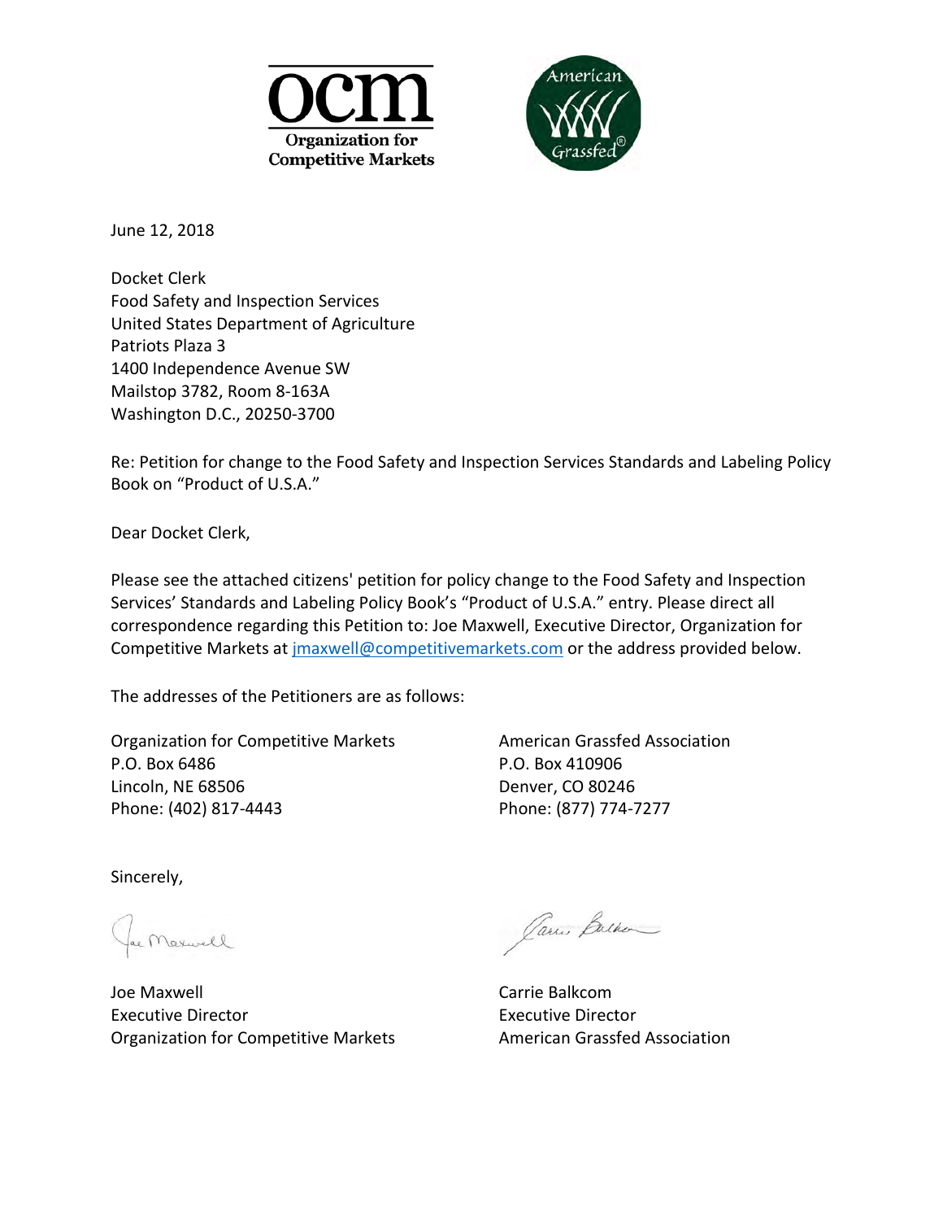June 12, 2018

Docket Clerk
Food Safety and Inspection Services
United States Department of Agriculture
Patriots Plaza 3
1400 Independence Avenue SW
Mailstop 3782, Room 8-163A
Washington D.C., 20250-3700

Re: Petition for change to the Food Safety and Inspection Services Standards and Labeling Policy Book on "Product of U.S.A."

Dear Docket Clerk,

Please see the attached citizens' petition for policy change to the Food Safety and Inspection Services' Standards and Labeling Policy Book's "Product of U.S.A." entry. Please direct all correspondence regarding this Petition to: Joe Maxwell, Executive Director, Organization for Competitive Markets at jmaxwell@competitivemarkets.com or the address provided below.

The addresses of the Petitioners are as follows:

Organization for Competitive Markets
P.O. Box 6486
Lincoln, NE 68506
Phone: (402) 817-4443

American Grassfed Association
P.O. Box 410906
Denver, CO 80246
Phone: (877) 774-7277

Sincerely,

Joe Maxwell
Executive Director
Organization for Competitive Markets

Carrie Balkcom
Executive Director
American Grassfed Association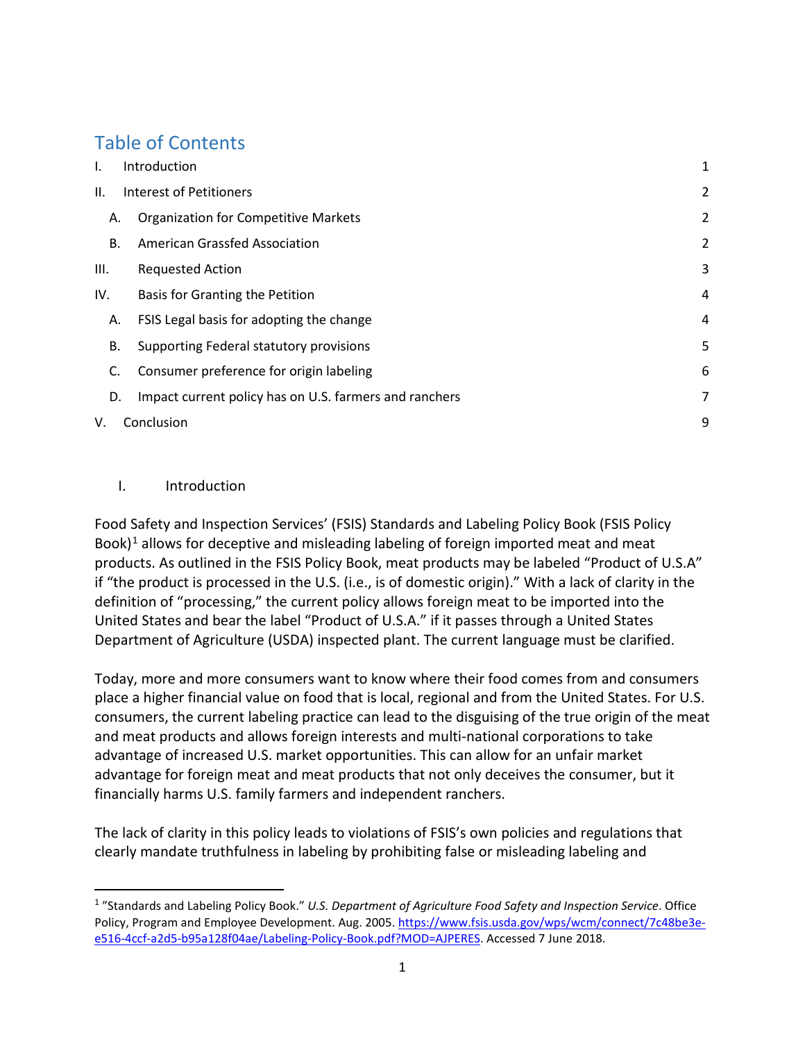# Table of Contents

| | | |
|---|---|---|
| I. | Introduction | 1 |
| II. | Interest of Petitioners | 2 |
| A. | Organization for Competitive Markets | 2 |
| B. | American Grassfed Association | 2 |
| III. | Requested Action | 3 |
| IV. | Basis for Granting the Petition | 4 |
| A. | FSIS Legal basis for adopting the change | 4 |
| B. | Supporting Federal statutory provisions | 5 |
| C. | Consumer preference for origin labeling | 6 |
| D. | Impact current policy has on U.S. farmers and ranchers | 7 |
| V. | Conclusion | 9 |

## I. Introduction

Food Safety and Inspection Services' (FSIS) Standards and Labeling Policy Book (FSIS Policy Book)[1] allows for deceptive and misleading labeling of foreign imported meat and meat products. As outlined in the FSIS Policy Book, meat products may be labeled "Product of U.S.A" if "the product is processed in the U.S. (i.e., is of domestic origin)." With a lack of clarity in the definition of "processing," the current policy allows foreign meat to be imported into the United States and bear the label "Product of U.S.A." if it passes through a United States Department of Agriculture (USDA) inspected plant. The current language must be clarified.

Today, more and more consumers want to know where their food comes from and consumers place a higher financial value on food that is local, regional and from the United States. For U.S. consumers, the current labeling practice can lead to the disguising of the true origin of the meat and meat products and allows foreign interests and multi-national corporations to take advantage of increased U.S. market opportunities. This can allow for an unfair market advantage for foreign meat and meat products that not only deceives the consumer, but it financially harms U.S. family farmers and independent ranchers.

The lack of clarity in this policy leads to violations of FSIS's own policies and regulations that clearly mandate truthfulness in labeling by prohibiting false or misleading labeling and

---

[1] "Standards and Labeling Policy Book." *U.S. Department of Agriculture Food Safety and Inspection Service*. Office Policy, Program and Employee Development. Aug. 2005. https://www.fsis.usda.gov/wps/wcm/connect/7c48be3e-e516-4ccf-a2d5-b95a128f04ae/Labeling-Policy-Book.pdf?MOD=AJPERES. Accessed 7 June 2018.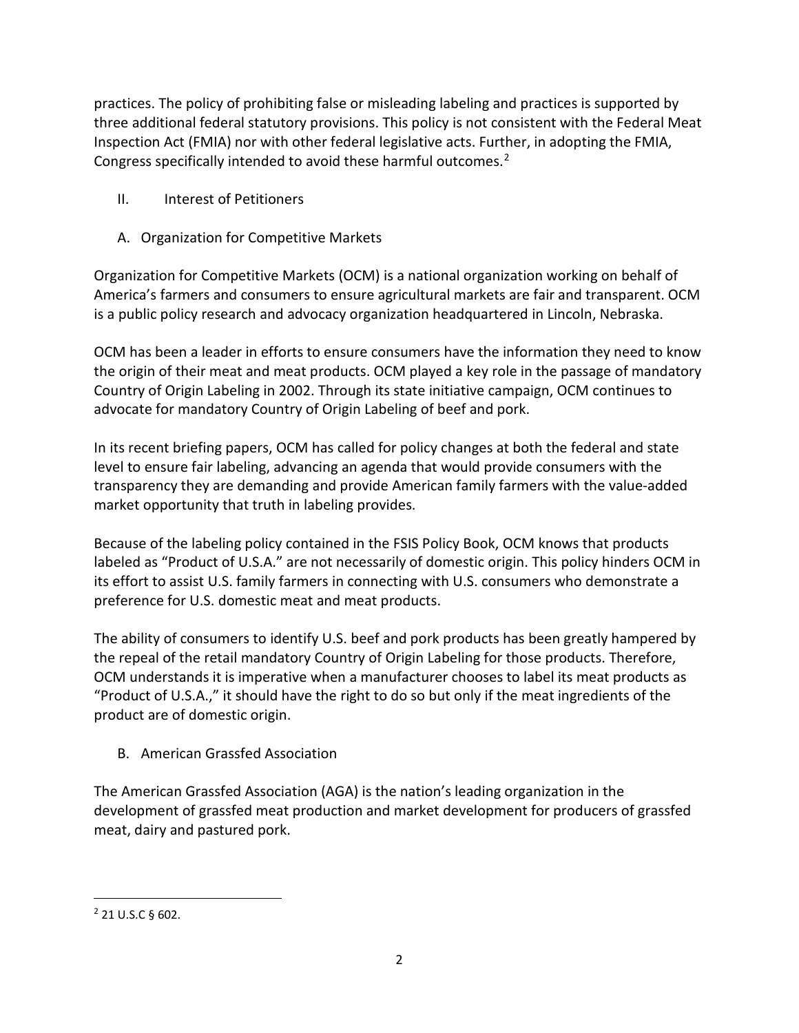practices. The policy of prohibiting false or misleading labeling and practices is supported by three additional federal statutory provisions. This policy is not consistent with the Federal Meat Inspection Act (FMIA) nor with other federal legislative acts. Further, in adopting the FMIA, Congress specifically intended to avoid these harmful outcomes.[2]

## II. Interest of Petitioners

### A. Organization for Competitive Markets

Organization for Competitive Markets (OCM) is a national organization working on behalf of America's farmers and consumers to ensure agricultural markets are fair and transparent. OCM is a public policy research and advocacy organization headquartered in Lincoln, Nebraska.

OCM has been a leader in efforts to ensure consumers have the information they need to know the origin of their meat and meat products. OCM played a key role in the passage of mandatory Country of Origin Labeling in 2002. Through its state initiative campaign, OCM continues to advocate for mandatory Country of Origin Labeling of beef and pork.

In its recent briefing papers, OCM has called for policy changes at both the federal and state level to ensure fair labeling, advancing an agenda that would provide consumers with the transparency they are demanding and provide American family farmers with the value-added market opportunity that truth in labeling provides.

Because of the labeling policy contained in the FSIS Policy Book, OCM knows that products labeled as "Product of U.S.A." are not necessarily of domestic origin. This policy hinders OCM in its effort to assist U.S. family farmers in connecting with U.S. consumers who demonstrate a preference for U.S. domestic meat and meat products.

The ability of consumers to identify U.S. beef and pork products has been greatly hampered by the repeal of the retail mandatory Country of Origin Labeling for those products. Therefore, OCM understands it is imperative when a manufacturer chooses to label its meat products as "Product of U.S.A.," it should have the right to do so but only if the meat ingredients of the product are of domestic origin.

### B. American Grassfed Association

The American Grassfed Association (AGA) is the nation's leading organization in the development of grassfed meat production and market development for producers of grassfed meat, dairy and pastured pork.

---

[2] 21 U.S.C § 602.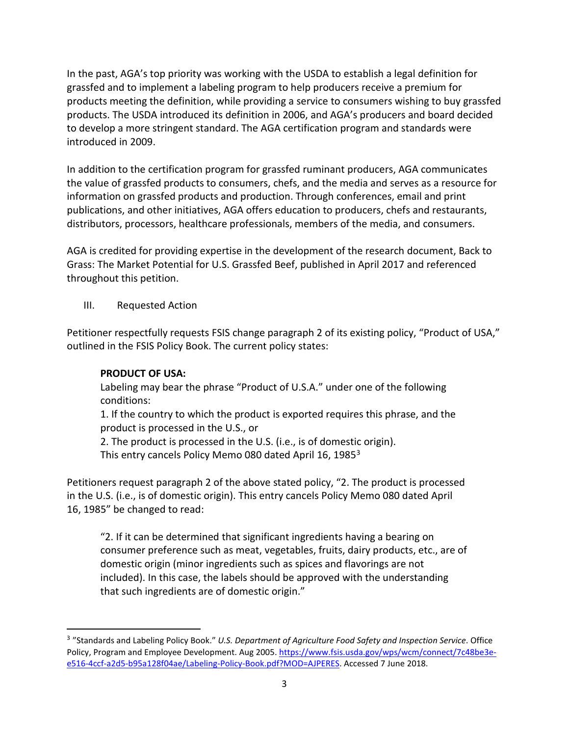In the past, AGA's top priority was working with the USDA to establish a legal definition for grassfed and to implement a labeling program to help producers receive a premium for products meeting the definition, while providing a service to consumers wishing to buy grassfed products. The USDA introduced its definition in 2006, and AGA's producers and board decided to develop a more stringent standard. The AGA certification program and standards were introduced in 2009.

In addition to the certification program for grassfed ruminant producers, AGA communicates the value of grassfed products to consumers, chefs, and the media and serves as a resource for information on grassfed products and production. Through conferences, email and print publications, and other initiatives, AGA offers education to producers, chefs and restaurants, distributors, processors, healthcare professionals, members of the media, and consumers.

AGA is credited for providing expertise in the development of the research document, Back to Grass: The Market Potential for U.S. Grassfed Beef, published in April 2017 and referenced throughout this petition.

## III. Requested Action

Petitioner respectfully requests FSIS change paragraph 2 of its existing policy, "Product of USA," outlined in the FSIS Policy Book. The current policy states:

> **PRODUCT OF USA:**
> Labeling may bear the phrase "Product of U.S.A." under one of the following conditions:
> 1. If the country to which the product is exported requires this phrase, and the product is processed in the U.S., or
> 2. The product is processed in the U.S. (i.e., is of domestic origin).
> This entry cancels Policy Memo 080 dated April 16, 1985[3]

Petitioners request paragraph 2 of the above stated policy, "2. The product is processed in the U.S. (i.e., is of domestic origin). This entry cancels Policy Memo 080 dated April 16, 1985" be changed to read:

> "2. If it can be determined that significant ingredients having a bearing on consumer preference such as meat, vegetables, fruits, dairy products, etc., are of domestic origin (minor ingredients such as spices and flavorings are not included). In this case, the labels should be approved with the understanding that such ingredients are of domestic origin."

---

[3] "Standards and Labeling Policy Book." *U.S. Department of Agriculture Food Safety and Inspection Service*. Office Policy, Program and Employee Development. Aug 2005. https://www.fsis.usda.gov/wps/wcm/connect/7c48be3e-e516-4ccf-a2d5-b95a128f04ae/Labeling-Policy-Book.pdf?MOD=AJPERES. Accessed 7 June 2018.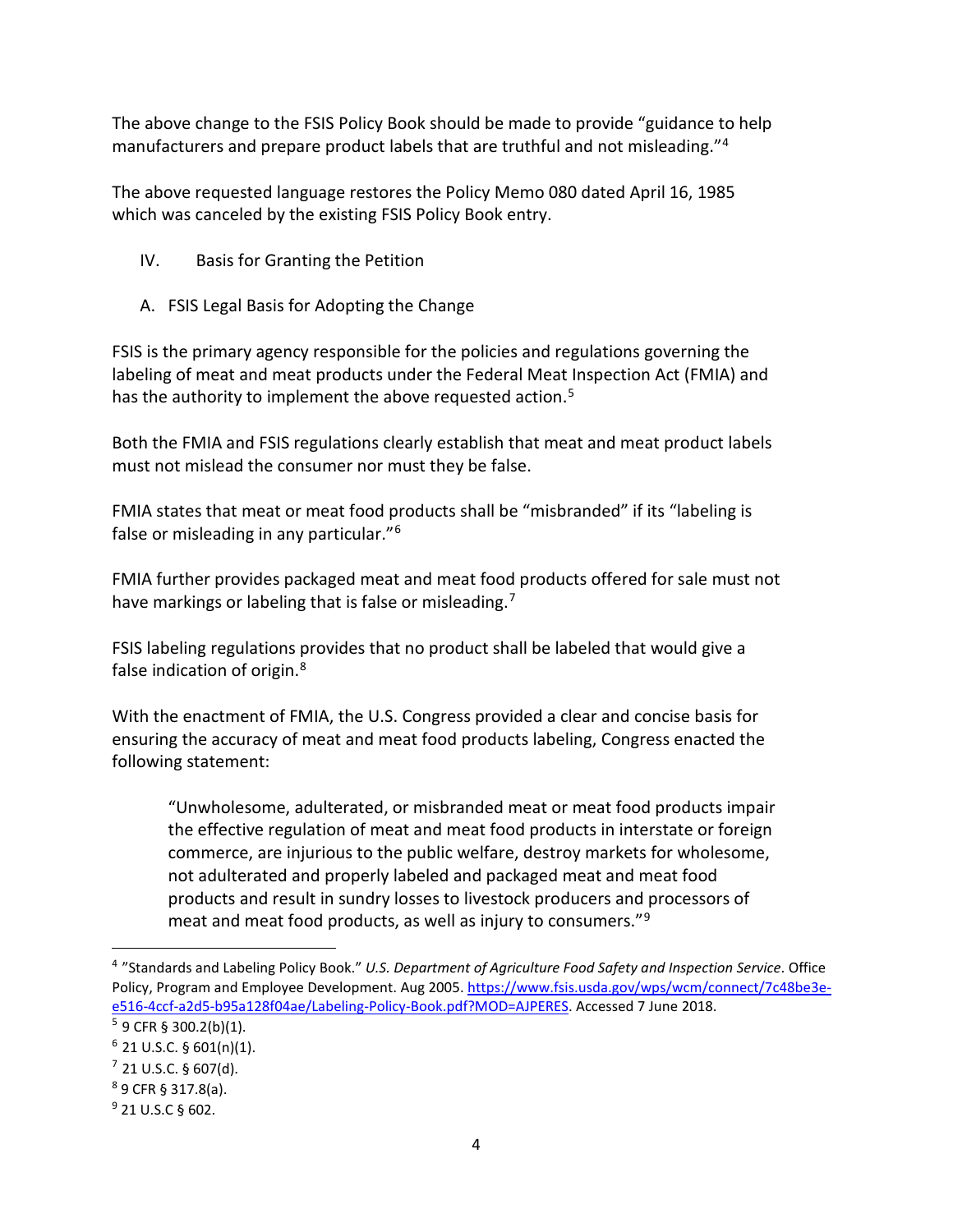The above change to the FSIS Policy Book should be made to provide "guidance to help manufacturers and prepare product labels that are truthful and not misleading."[4]

The above requested language restores the Policy Memo 080 dated April 16, 1985 which was canceled by the existing FSIS Policy Book entry.

## IV. Basis for Granting the Petition

### A. FSIS Legal Basis for Adopting the Change

FSIS is the primary agency responsible for the policies and regulations governing the labeling of meat and meat products under the Federal Meat Inspection Act (FMIA) and has the authority to implement the above requested action.[5]

Both the FMIA and FSIS regulations clearly establish that meat and meat product labels must not mislead the consumer nor must they be false.

FMIA states that meat or meat food products shall be "misbranded" if its "labeling is false or misleading in any particular."[6]

FMIA further provides packaged meat and meat food products offered for sale must not have markings or labeling that is false or misleading.[7]

FSIS labeling regulations provides that no product shall be labeled that would give a false indication of origin.[8]

With the enactment of FMIA, the U.S. Congress provided a clear and concise basis for ensuring the accuracy of meat and meat food products labeling, Congress enacted the following statement:

> "Unwholesome, adulterated, or misbranded meat or meat food products impair the effective regulation of meat and meat food products in interstate or foreign commerce, are injurious to the public welfare, destroy markets for wholesome, not adulterated and properly labeled and packaged meat and meat food products and result in sundry losses to livestock producers and processors of meat and meat food products, as well as injury to consumers."[9]

---

[4] "Standards and Labeling Policy Book." *U.S. Department of Agriculture Food Safety and Inspection Service*. Office Policy, Program and Employee Development. Aug 2005. https://www.fsis.usda.gov/wps/wcm/connect/7c48be3e-e516-4ccf-a2d5-b95a128f04ae/Labeling-Policy-Book.pdf?MOD=AJPERES. Accessed 7 June 2018.

[5] 9 CFR § 300.2(b)(1).

[6] 21 U.S.C. § 601(n)(1).

[7] 21 U.S.C. § 607(d).

[8] 9 CFR § 317.8(a).

[9] 21 U.S.C § 602.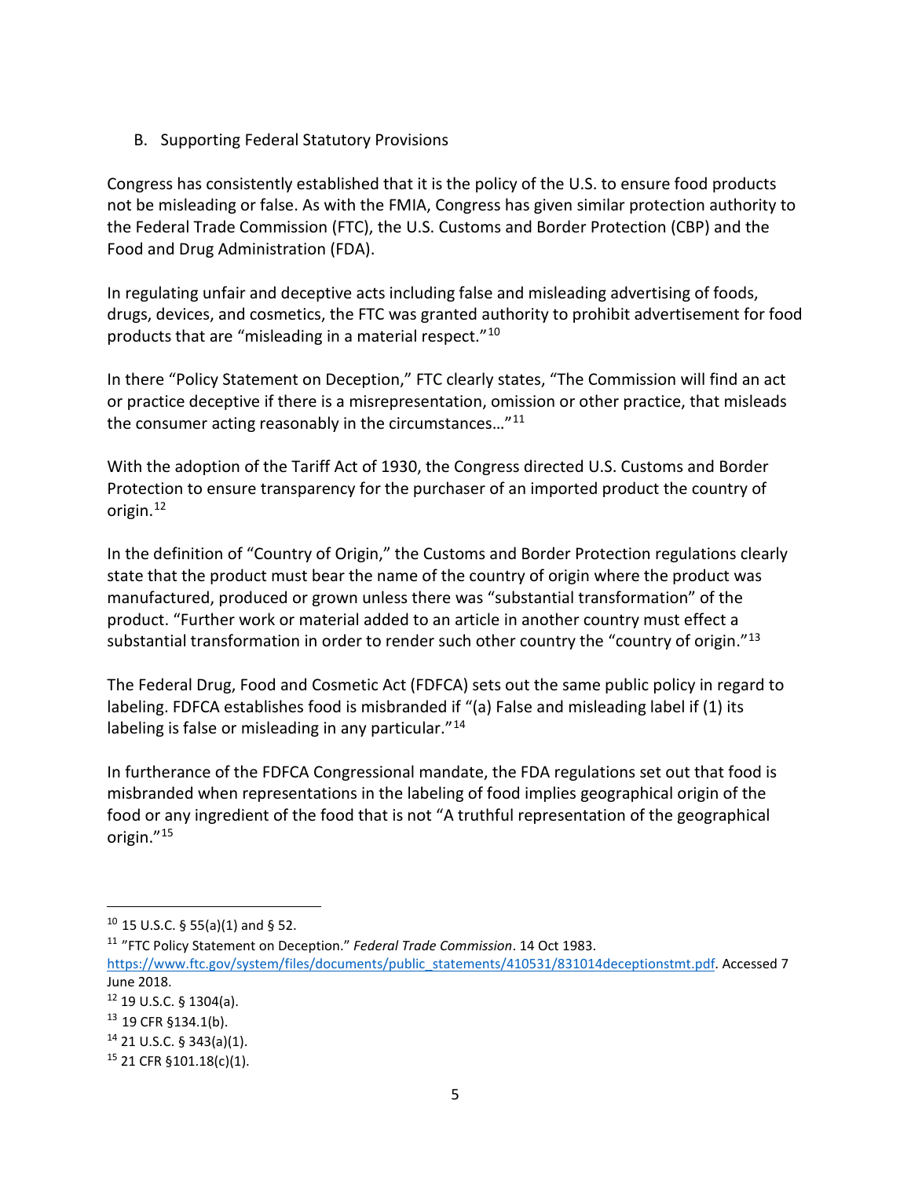B. Supporting Federal Statutory Provisions

Congress has consistently established that it is the policy of the U.S. to ensure food products not be misleading or false. As with the FMIA, Congress has given similar protection authority to the Federal Trade Commission (FTC), the U.S. Customs and Border Protection (CBP) and the Food and Drug Administration (FDA).

In regulating unfair and deceptive acts including false and misleading advertising of foods, drugs, devices, and cosmetics, the FTC was granted authority to prohibit advertisement for food products that are "misleading in a material respect."[10]

In there "Policy Statement on Deception," FTC clearly states, "The Commission will find an act or practice deceptive if there is a misrepresentation, omission or other practice, that misleads the consumer acting reasonably in the circumstances…"[11]

With the adoption of the Tariff Act of 1930, the Congress directed U.S. Customs and Border Protection to ensure transparency for the purchaser of an imported product the country of origin.[12]

In the definition of "Country of Origin," the Customs and Border Protection regulations clearly state that the product must bear the name of the country of origin where the product was manufactured, produced or grown unless there was "substantial transformation" of the product. "Further work or material added to an article in another country must effect a substantial transformation in order to render such other country the "country of origin."[13]

The Federal Drug, Food and Cosmetic Act (FDFCA) sets out the same public policy in regard to labeling. FDFCA establishes food is misbranded if "(a) False and misleading label if (1) its labeling is false or misleading in any particular."[14]

In furtherance of the FDFCA Congressional mandate, the FDA regulations set out that food is misbranded when representations in the labeling of food implies geographical origin of the food or any ingredient of the food that is not "A truthful representation of the geographical origin."[15]

---

[10] 15 U.S.C. § 55(a)(1) and § 52.

[11] "FTC Policy Statement on Deception." *Federal Trade Commission*. 14 Oct 1983. https://www.ftc.gov/system/files/documents/public_statements/410531/831014deceptionstmt.pdf. Accessed 7 June 2018.

[12] 19 U.S.C. § 1304(a).

[13] 19 CFR §134.1(b).

[14] 21 U.S.C. § 343(a)(1).

[15] 21 CFR §101.18(c)(1).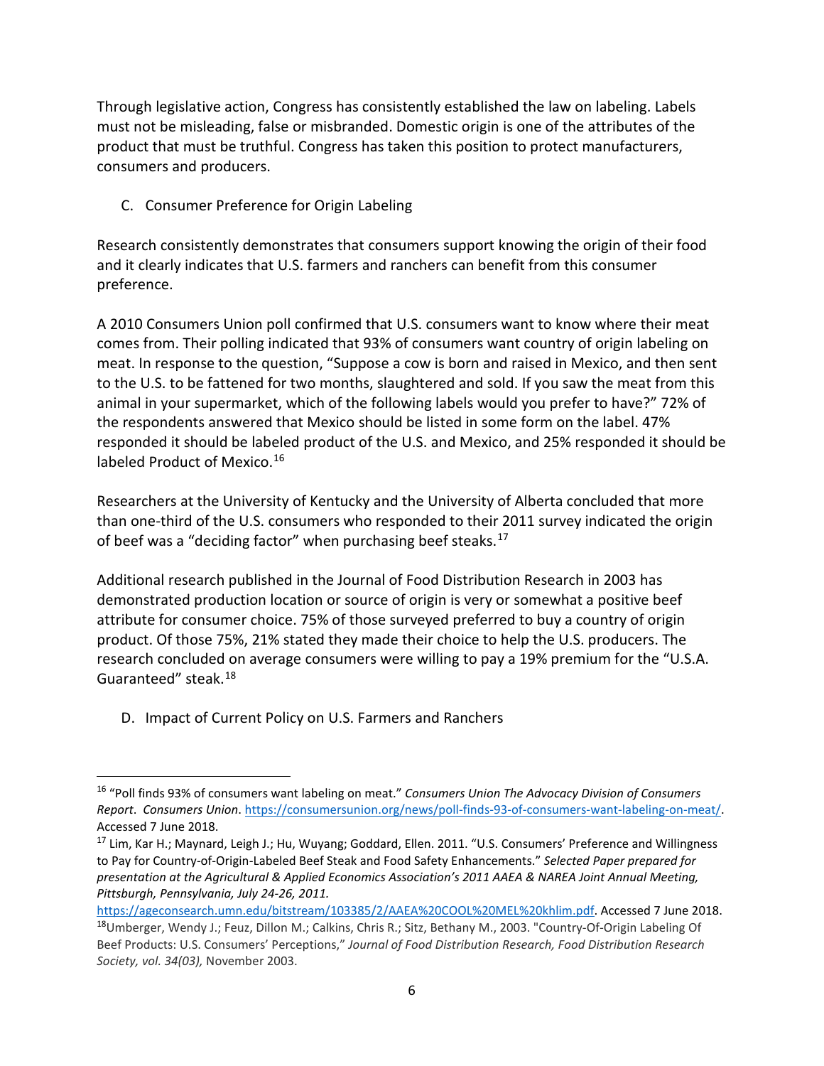Through legislative action, Congress has consistently established the law on labeling. Labels must not be misleading, false or misbranded. Domestic origin is one of the attributes of the product that must be truthful. Congress has taken this position to protect manufacturers, consumers and producers.

### C. Consumer Preference for Origin Labeling

Research consistently demonstrates that consumers support knowing the origin of their food and it clearly indicates that U.S. farmers and ranchers can benefit from this consumer preference.

A 2010 Consumers Union poll confirmed that U.S. consumers want to know where their meat comes from. Their polling indicated that 93% of consumers want country of origin labeling on meat. In response to the question, "Suppose a cow is born and raised in Mexico, and then sent to the U.S. to be fattened for two months, slaughtered and sold. If you saw the meat from this animal in your supermarket, which of the following labels would you prefer to have?" 72% of the respondents answered that Mexico should be listed in some form on the label. 47% responded it should be labeled product of the U.S. and Mexico, and 25% responded it should be labeled Product of Mexico.[16]

Researchers at the University of Kentucky and the University of Alberta concluded that more than one-third of the U.S. consumers who responded to their 2011 survey indicated the origin of beef was a "deciding factor" when purchasing beef steaks.[17]

Additional research published in the Journal of Food Distribution Research in 2003 has demonstrated production location or source of origin is very or somewhat a positive beef attribute for consumer choice. 75% of those surveyed preferred to buy a country of origin product. Of those 75%, 21% stated they made their choice to help the U.S. producers. The research concluded on average consumers were willing to pay a 19% premium for the "U.S.A. Guaranteed" steak.[18]

### D. Impact of Current Policy on U.S. Farmers and Ranchers

---

[16] "Poll finds 93% of consumers want labeling on meat." *Consumers Union The Advocacy Division of Consumers Report*. *Consumers Union*. https://consumersunion.org/news/poll-finds-93-of-consumers-want-labeling-on-meat/. Accessed 7 June 2018.

[17] Lim, Kar H.; Maynard, Leigh J.; Hu, Wuyang; Goddard, Ellen. 2011. "U.S. Consumers' Preference and Willingness to Pay for Country-of-Origin-Labeled Beef Steak and Food Safety Enhancements." *Selected Paper prepared for presentation at the Agricultural & Applied Economics Association's 2011 AAEA & NAREA Joint Annual Meeting, Pittsburgh, Pennsylvania, July 24-26, 2011.* https://ageconsearch.umn.edu/bitstream/103385/2/AAEA%20COOL%20MEL%20khlim.pdf. Accessed 7 June 2018.

[18] Umberger, Wendy J.; Feuz, Dillon M.; Calkins, Chris R.; Sitz, Bethany M., 2003. "Country-Of-Origin Labeling Of Beef Products: U.S. Consumers' Perceptions," *Journal of Food Distribution Research, Food Distribution Research Society, vol. 34(03),* November 2003.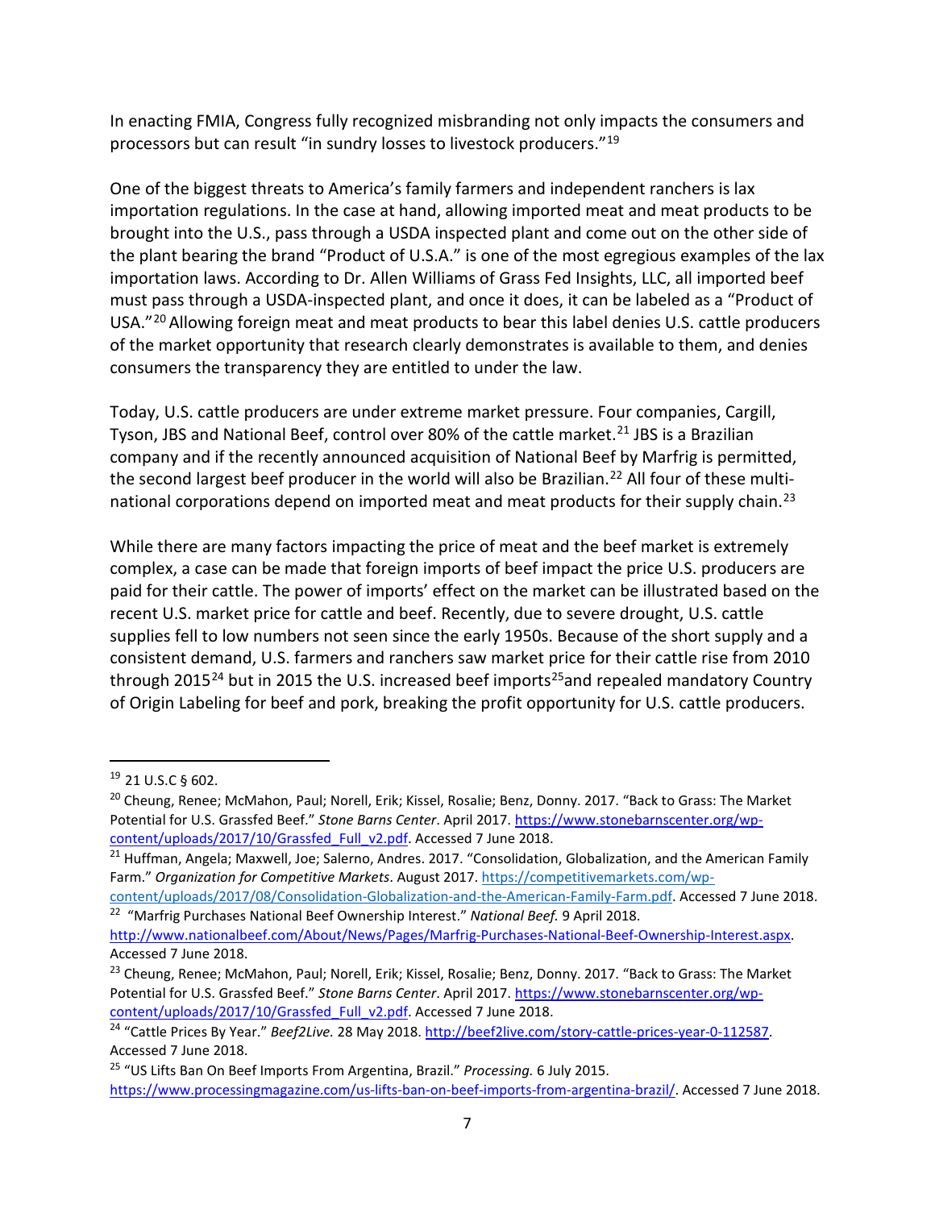In enacting FMIA, Congress fully recognized misbranding not only impacts the consumers and processors but can result "in sundry losses to livestock producers."[19]

One of the biggest threats to America's family farmers and independent ranchers is lax importation regulations. In the case at hand, allowing imported meat and meat products to be brought into the U.S., pass through a USDA inspected plant and come out on the other side of the plant bearing the brand "Product of U.S.A." is one of the most egregious examples of the lax importation laws. According to Dr. Allen Williams of Grass Fed Insights, LLC, all imported beef must pass through a USDA-inspected plant, and once it does, it can be labeled as a "Product of USA."[20] Allowing foreign meat and meat products to bear this label denies U.S. cattle producers of the market opportunity that research clearly demonstrates is available to them, and denies consumers the transparency they are entitled to under the law.

Today, U.S. cattle producers are under extreme market pressure. Four companies, Cargill, Tyson, JBS and National Beef, control over 80% of the cattle market.[21] JBS is a Brazilian company and if the recently announced acquisition of National Beef by Marfrig is permitted, the second largest beef producer in the world will also be Brazilian.[22] All four of these multi-national corporations depend on imported meat and meat products for their supply chain.[23]

While there are many factors impacting the price of meat and the beef market is extremely complex, a case can be made that foreign imports of beef impact the price U.S. producers are paid for their cattle. The power of imports' effect on the market can be illustrated based on the recent U.S. market price for cattle and beef. Recently, due to severe drought, U.S. cattle supplies fell to low numbers not seen since the early 1950s. Because of the short supply and a consistent demand, U.S. farmers and ranchers saw market price for their cattle rise from 2010 through 2015[24] but in 2015 the U.S. increased beef imports[25] and repealed mandatory Country of Origin Labeling for beef and pork, breaking the profit opportunity for U.S. cattle producers.

---

[19] 21 U.S.C § 602.

[20] Cheung, Renee; McMahon, Paul; Norell, Erik; Kissel, Rosalie; Benz, Donny. 2017. "Back to Grass: The Market Potential for U.S. Grassfed Beef." *Stone Barns Center*. April 2017. https://www.stonebarnscenter.org/wp-content/uploads/2017/10/Grassfed_Full_v2.pdf. Accessed 7 June 2018.

[21] Huffman, Angela; Maxwell, Joe; Salerno, Andres. 2017. "Consolidation, Globalization, and the American Family Farm." *Organization for Competitive Markets*. August 2017. https://competitivemarkets.com/wp-content/uploads/2017/08/Consolidation-Globalization-and-the-American-Family-Farm.pdf. Accessed 7 June 2018.

[22] "Marfrig Purchases National Beef Ownership Interest." *National Beef.* 9 April 2018. http://www.nationalbeef.com/About/News/Pages/Marfrig-Purchases-National-Beef-Ownership-Interest.aspx. Accessed 7 June 2018.

[23] Cheung, Renee; McMahon, Paul; Norell, Erik; Kissel, Rosalie; Benz, Donny. 2017. "Back to Grass: The Market Potential for U.S. Grassfed Beef." *Stone Barns Center*. April 2017. https://www.stonebarnscenter.org/wp-content/uploads/2017/10/Grassfed_Full_v2.pdf. Accessed 7 June 2018.

[24] "Cattle Prices By Year." *Beef2Live.* 28 May 2018. http://beef2live.com/story-cattle-prices-year-0-112587. Accessed 7 June 2018.

[25] "US Lifts Ban On Beef Imports From Argentina, Brazil." *Processing.* 6 July 2015. https://www.processingmagazine.com/us-lifts-ban-on-beef-imports-from-argentina-brazil/. Accessed 7 June 2018.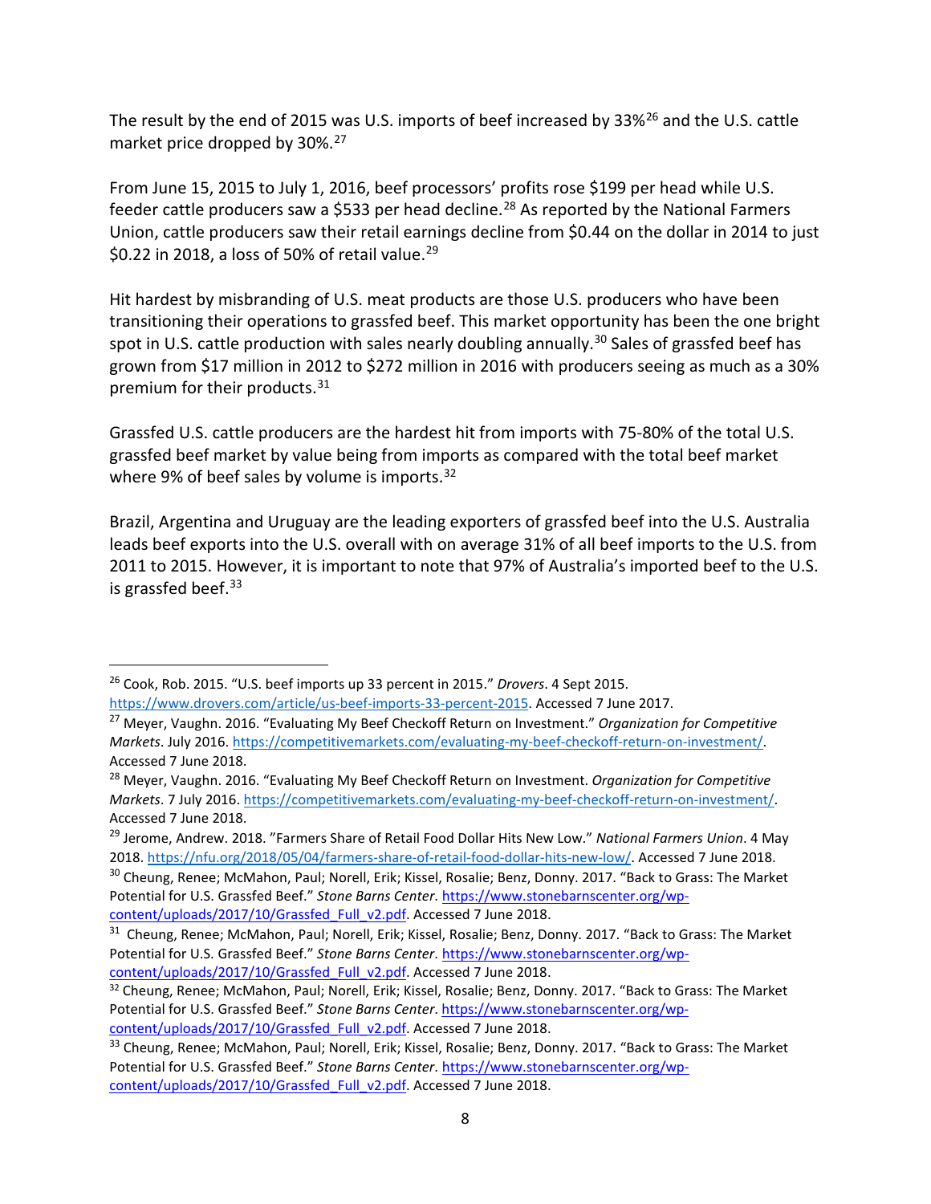The result by the end of 2015 was U.S. imports of beef increased by 33%[26] and the U.S. cattle market price dropped by 30%.[27]

From June 15, 2015 to July 1, 2016, beef processors' profits rose $199 per head while U.S. feeder cattle producers saw a $533 per head decline.[28] As reported by the National Farmers Union, cattle producers saw their retail earnings decline from $0.44 on the dollar in 2014 to just $0.22 in 2018, a loss of 50% of retail value.[29]

Hit hardest by misbranding of U.S. meat products are those U.S. producers who have been transitioning their operations to grassfed beef. This market opportunity has been the one bright spot in U.S. cattle production with sales nearly doubling annually.[30] Sales of grassfed beef has grown from $17 million in 2012 to $272 million in 2016 with producers seeing as much as a 30% premium for their products.[31]

Grassfed U.S. cattle producers are the hardest hit from imports with 75-80% of the total U.S. grassfed beef market by value being from imports as compared with the total beef market where 9% of beef sales by volume is imports.[32]

Brazil, Argentina and Uruguay are the leading exporters of grassfed beef into the U.S. Australia leads beef exports into the U.S. overall with on average 31% of all beef imports to the U.S. from 2011 to 2015. However, it is important to note that 97% of Australia's imported beef to the U.S. is grassfed beef.[33]

---

[26] Cook, Rob. 2015. "U.S. beef imports up 33 percent in 2015." *Drovers*. 4 Sept 2015. https://www.drovers.com/article/us-beef-imports-33-percent-2015. Accessed 7 June 2017.

[27] Meyer, Vaughn. 2016. "Evaluating My Beef Checkoff Return on Investment." *Organization for Competitive Markets*. July 2016. https://competitivemarkets.com/evaluating-my-beef-checkoff-return-on-investment/. Accessed 7 June 2018.

[28] Meyer, Vaughn. 2016. "Evaluating My Beef Checkoff Return on Investment. *Organization for Competitive Markets*. 7 July 2016. https://competitivemarkets.com/evaluating-my-beef-checkoff-return-on-investment/. Accessed 7 June 2018.

[29] Jerome, Andrew. 2018. "Farmers Share of Retail Food Dollar Hits New Low." *National Farmers Union*. 4 May 2018. https://nfu.org/2018/05/04/farmers-share-of-retail-food-dollar-hits-new-low/. Accessed 7 June 2018.

[30] Cheung, Renee; McMahon, Paul; Norell, Erik; Kissel, Rosalie; Benz, Donny. 2017. "Back to Grass: The Market Potential for U.S. Grassfed Beef." *Stone Barns Center*. https://www.stonebarnscenter.org/wp-content/uploads/2017/10/Grassfed_Full_v2.pdf. Accessed 7 June 2018.

[31] Cheung, Renee; McMahon, Paul; Norell, Erik; Kissel, Rosalie; Benz, Donny. 2017. "Back to Grass: The Market Potential for U.S. Grassfed Beef." *Stone Barns Center*. https://www.stonebarnscenter.org/wp-content/uploads/2017/10/Grassfed_Full_v2.pdf. Accessed 7 June 2018.

[32] Cheung, Renee; McMahon, Paul; Norell, Erik; Kissel, Rosalie; Benz, Donny. 2017. "Back to Grass: The Market Potential for U.S. Grassfed Beef." *Stone Barns Center*. https://www.stonebarnscenter.org/wp-content/uploads/2017/10/Grassfed_Full_v2.pdf. Accessed 7 June 2018.

[33] Cheung, Renee; McMahon, Paul; Norell, Erik; Kissel, Rosalie; Benz, Donny. 2017. "Back to Grass: The Market Potential for U.S. Grassfed Beef." *Stone Barns Center*. https://www.stonebarnscenter.org/wp-content/uploads/2017/10/Grassfed_Full_v2.pdf. Accessed 7 June 2018.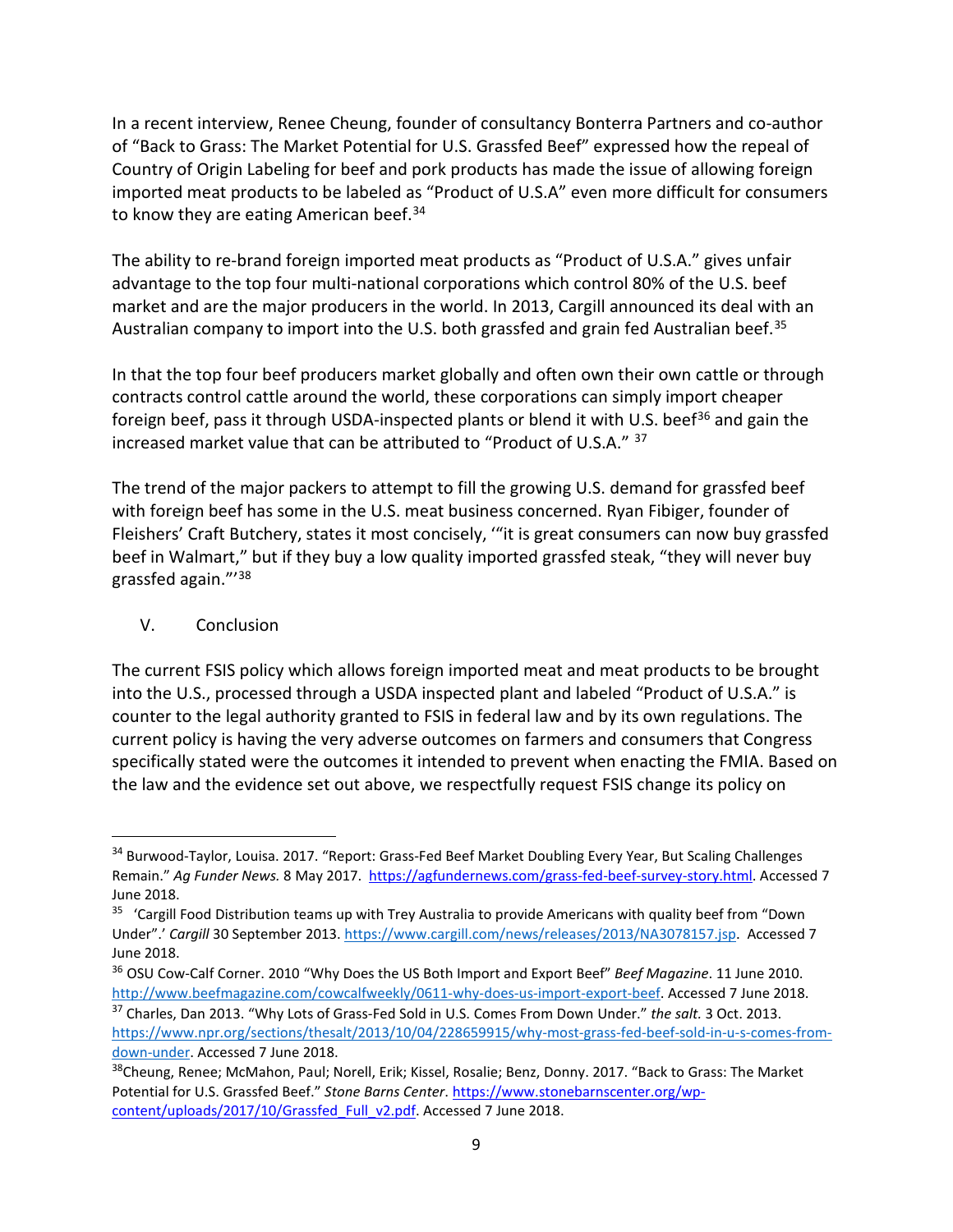In a recent interview, Renee Cheung, founder of consultancy Bonterra Partners and co-author of "Back to Grass: The Market Potential for U.S. Grassfed Beef" expressed how the repeal of Country of Origin Labeling for beef and pork products has made the issue of allowing foreign imported meat products to be labeled as "Product of U.S.A" even more difficult for consumers to know they are eating American beef.[34]

The ability to re-brand foreign imported meat products as "Product of U.S.A." gives unfair advantage to the top four multi-national corporations which control 80% of the U.S. beef market and are the major producers in the world. In 2013, Cargill announced its deal with an Australian company to import into the U.S. both grassfed and grain fed Australian beef.[35]

In that the top four beef producers market globally and often own their own cattle or through contracts control cattle around the world, these corporations can simply import cheaper foreign beef, pass it through USDA-inspected plants or blend it with U.S. beef[36] and gain the increased market value that can be attributed to "Product of U.S.A." [37]

The trend of the major packers to attempt to fill the growing U.S. demand for grassfed beef with foreign beef has some in the U.S. meat business concerned. Ryan Fibiger, founder of Fleishers' Craft Butchery, states it most concisely, '"it is great consumers can now buy grassfed beef in Walmart," but if they buy a low quality imported grassfed steak, "they will never buy grassfed again."'[38]

## V. Conclusion

The current FSIS policy which allows foreign imported meat and meat products to be brought into the U.S., processed through a USDA inspected plant and labeled "Product of U.S.A." is counter to the legal authority granted to FSIS in federal law and by its own regulations. The current policy is having the very adverse outcomes on farmers and consumers that Congress specifically stated were the outcomes it intended to prevent when enacting the FMIA. Based on the law and the evidence set out above, we respectfully request FSIS change its policy on

---

[34] Burwood-Taylor, Louisa. 2017. "Report: Grass-Fed Beef Market Doubling Every Year, But Scaling Challenges Remain." *Ag Funder News.* 8 May 2017. https://agfundernews.com/grass-fed-beef-survey-story.html. Accessed 7 June 2018.

[35] 'Cargill Food Distribution teams up with Trey Australia to provide Americans with quality beef from "Down Under".' *Cargill* 30 September 2013. https://www.cargill.com/news/releases/2013/NA3078157.jsp. Accessed 7 June 2018.

[36] OSU Cow-Calf Corner. 2010 "Why Does the US Both Import and Export Beef" *Beef Magazine*. 11 June 2010. http://www.beefmagazine.com/cowcalfweekly/0611-why-does-us-import-export-beef. Accessed 7 June 2018.

[37] Charles, Dan 2013. "Why Lots of Grass-Fed Sold in U.S. Comes From Down Under." *the salt.* 3 Oct. 2013. https://www.npr.org/sections/thesalt/2013/10/04/228659915/why-most-grass-fed-beef-sold-in-u-s-comes-from-down-under. Accessed 7 June 2018.

[38] Cheung, Renee; McMahon, Paul; Norell, Erik; Kissel, Rosalie; Benz, Donny. 2017. "Back to Grass: The Market Potential for U.S. Grassfed Beef." *Stone Barns Center*. https://www.stonebarnscenter.org/wp-content/uploads/2017/10/Grassfed_Full_v2.pdf. Accessed 7 June 2018.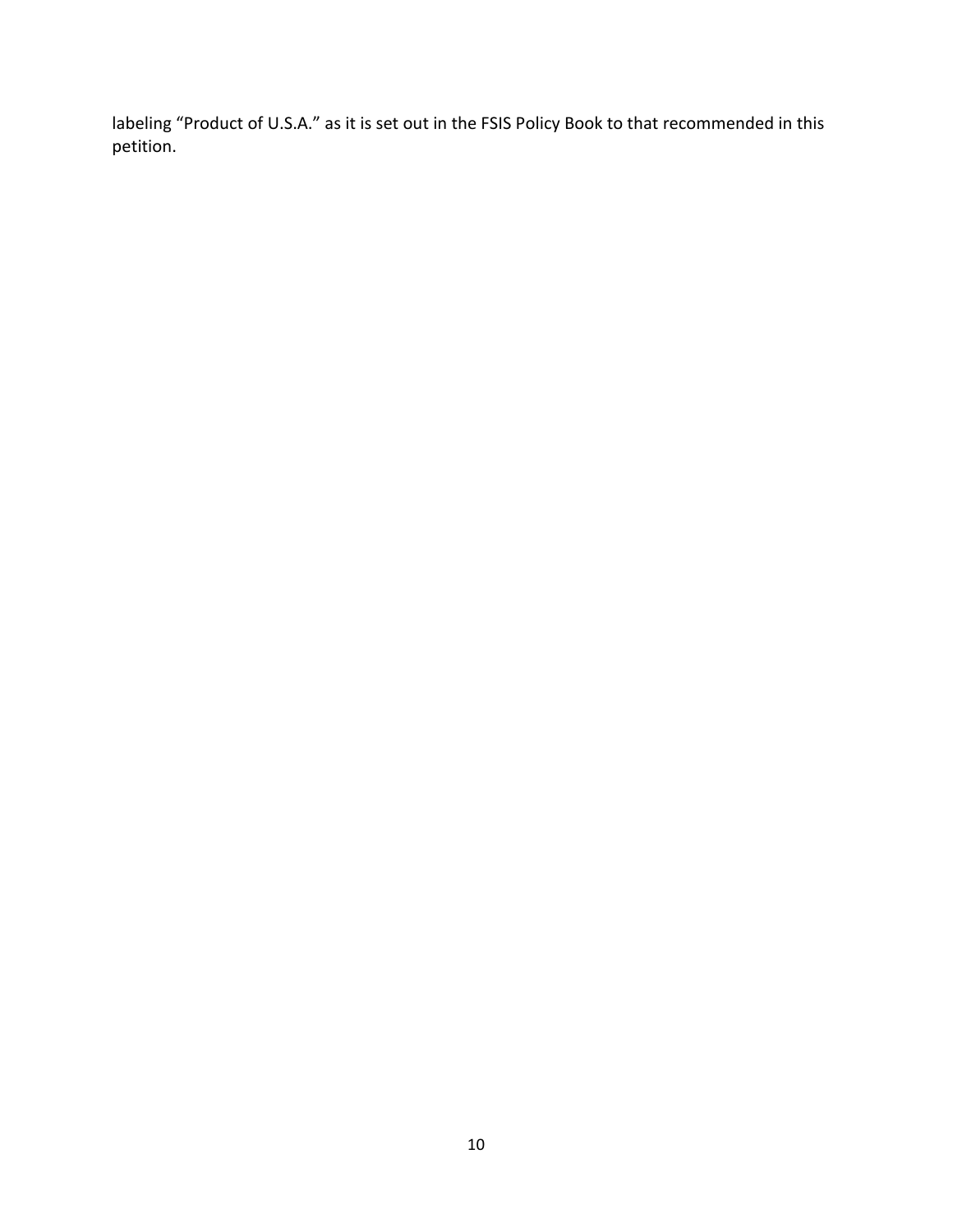labeling “Product of U.S.A.” as it is set out in the FSIS Policy Book to that recommended in this petition.